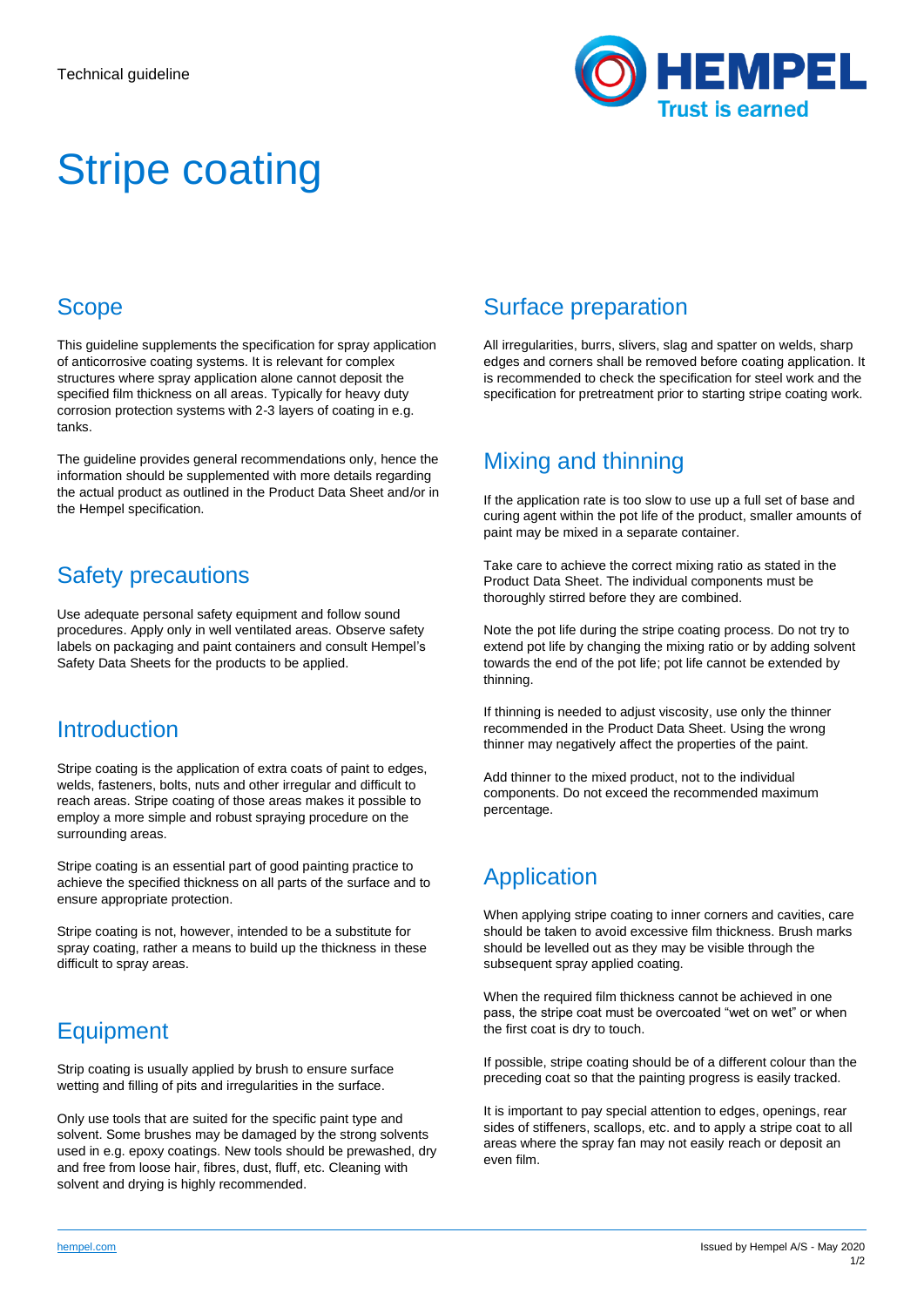Technical guideline

# Stripe coating

## Scope

This guideline supplements the specification for spray application of anticorrosive coating systems. It is relevant for complex structures where spray application alone cannot deposit the specified film thickness on all areas. Typically for heavy duty corrosion protection systems with 2-3 layers of coating in e.g. tanks.

The guideline provides general recommendations only, hence the information should be supplemented with more details regarding the actual product as outlined in the Product Data Sheet and/or in the Hempel specification.

## Safety precautions

Use adequate personal safety equipment and follow sound procedures. Apply only in well ventilated areas. Observe safety labels on packaging and paint containers and consult Hempel's Safety Data Sheets for the products to be applied.

## Introduction

Stripe coating is the application of extra coats of paint to edges, welds, fasteners, bolts, nuts and other irregular and difficult to reach areas. Stripe coating of those areas makes it possible to employ a more simple and robust spraying procedure on the surrounding areas.

Stripe coating is an essential part of good painting practice to achieve the specified thickness on all parts of the surface and to ensure appropriate protection.

Stripe coating is not, however, intended to be a substitute for spray coating, rather a means to build up the thickness in these difficult to spray areas.

## Equipment

Strip coating is usually applied by brush to ensure surface wetting and filling of pits and irregularities in the surface.

Only use tools that are suited for the specific paint type and solvent. Some brushes may be damaged by the strong solvents used in e.g. epoxy coatings. New tools should be prewashed, dry and free from loose hair, fibres, dust, fluff, etc. Cleaning with solvent and drying is highly recommended.

## Surface preparation

All irregularities, burrs, slivers, slag and spatter on welds, sharp edges and corners shall be removed before coating application. It is recommended to check the specification for steel work and the specification for pretreatment prior to starting stripe coating work.

## Mixing and thinning

If the application rate is too slow to use up a full set of base and curing agent within the pot life of the product, smaller amounts of paint may be mixed in a separate container.

Take care to achieve the correct mixing ratio as stated in the Product Data Sheet. The individual components must be thoroughly stirred before they are combined.

Note the pot life during the stripe coating process. Do not try to extend pot life by changing the mixing ratio or by adding solvent towards the end of the pot life; pot life cannot be extended by thinning.

If thinning is needed to adjust viscosity, use only the thinner recommended in the Product Data Sheet. Using the wrong thinner may negatively affect the properties of the paint.

Add thinner to the mixed product, not to the individual components. Do not exceed the recommended maximum percentage.

## Application

When applying stripe coating to inner corners and cavities, care should be taken to avoid excessive film thickness. Brush marks should be levelled out as they may be visible through the subsequent spray applied coating.

When the required film thickness cannot be achieved in one pass, the stripe coat must be overcoated "wet on wet" or when the first coat is dry to touch.

If possible, stripe coating should be of a different colour than the preceding coat so that the painting progress is easily tracked.

It is important to pay special attention to edges, openings, rear sides of stiffeners, scallops, etc. and to apply a stripe coat to all areas where the spray fan may not easily reach or deposit an even film.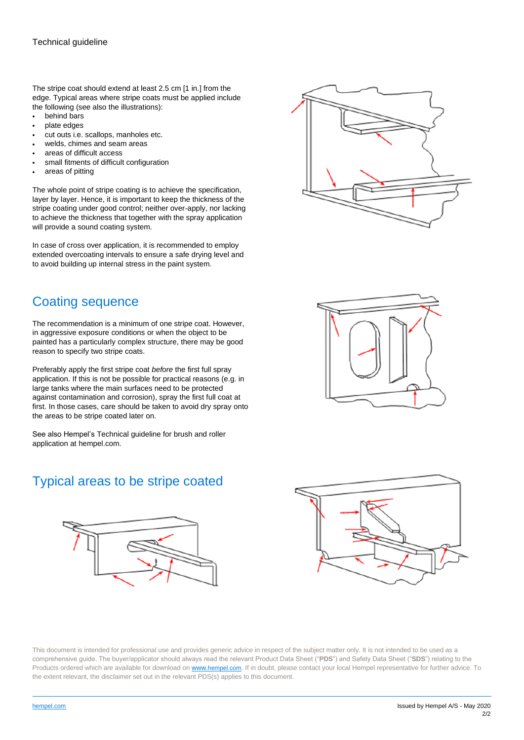The stripe coat should extend at least 2.5 cm [1 in.] from the edge. Typical areas where stripe coats must be applied include the following (see also the illustrations):

- behind bars
- plate edges
- cut outs i.e. scallops, manholes etc.
- welds, chimes and seam areas
- areas of difficult access
- small fitments of difficult configuration
- areas of pitting

The whole point of stripe coating is to achieve the specification, layer by layer. Hence, it is important to keep the thickness of the stripe coating under good control; neither over-apply, nor lacking to achieve the thickness that together with the spray application will provide a sound coating system.

In case of cross over application, it is recommended to employ extended overcoating intervals to ensure a safe drying level and to avoid building up internal stress in the paint system.

## Coating sequence

The recommendation is a minimum of one stripe coat. However, in aggressive exposure conditions or when the object to be painted has a particularly complex structure, there may be good reason to specify two stripe coats.

Preferably apply the first stripe coat *before* the first full spray application. If this is not be possible for practical reasons (e.g. in large tanks where the main surfaces need to be protected against contamination and corrosion), spray the first full coat at first. In those cases, care should be taken to avoid dry spray onto the areas to be stripe coated later on.

See also Hempel's Technical guideline for brush and roller application at hempel.com.

## Typical areas to be stripe coated

This document is intended for professional use and provides generic advice in respect of the subject matter only. It is not intended to be used as a comprehensive guide. The buyer/applicator should always read the relevant Product Data Sheet ("**PDS**") and Safety Data Sheet ("**SDS**") relating to the Products ordered which are available for download on www.hempel.com. If in doubt, please contact your local Hempel representative for further advice. To the extent relevant, the disclaimer set out in the relevant PDS(s) applies to this document.

hempel.com

Issued by Hempel A/S - May 2020